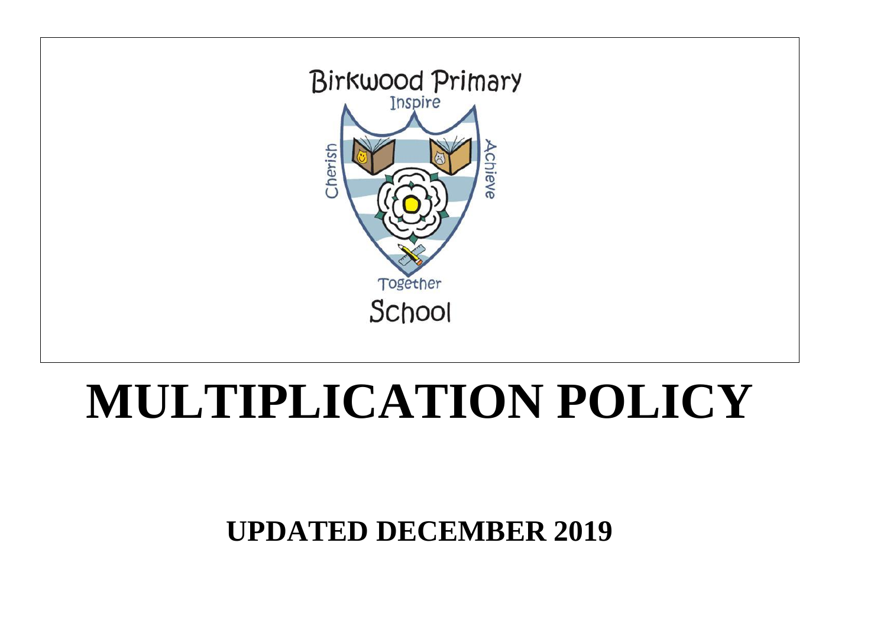Birkwood Primary

Inspire

Cherish

Achieve

Together

School

# MULTIPLICATION POLICY

## UPDATED DECEMBER 2019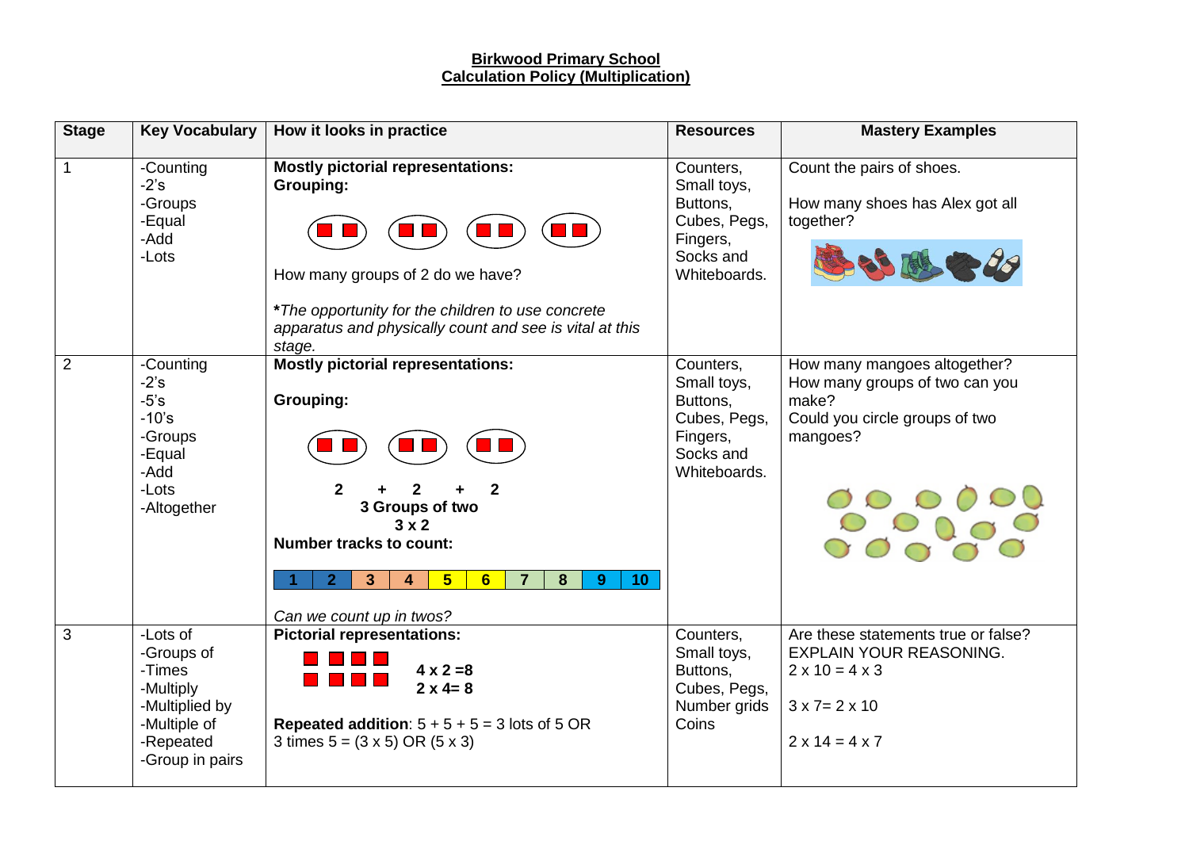**Birkwood Primary School**
**Calculation Policy (Multiplication)**

| Stage | Key Vocabulary | How it looks in practice | Resources | Mastery Examples |
|---|---|---|---|---|
| 1 | -Counting<br>-2's<br>-Groups<br>-Equal<br>-Add<br>-Lots | **Mostly pictorial representations:**<br>**Grouping:**<br><br>How many groups of 2 do we have?<br><br>***The opportunity for the children to use concrete apparatus and physically count and see is vital at this stage.** | Counters, Small toys, Buttons, Cubes, Pegs, Fingers, Socks and Whiteboards. | Count the pairs of shoes.<br><br>How many shoes has Alex got all together? |
| 2 | -Counting<br>-2's<br>-5's<br>-10's<br>-Groups<br>-Equal<br>-Add<br>-Lots<br>-Altogether | **Mostly pictorial representations:**<br><br>**Grouping:**<br><br>**2 + 2 + 2**<br>**3 Groups of two**<br>**3 x 2**<br>**Number tracks to count:**<br>1 2 3 4 5 6 7 8 9 10<br><br>*Can we count up in twos?* | Counters, Small toys, Buttons, Cubes, Pegs, Fingers, Socks and Whiteboards. | How many mangoes altogether?<br>How many groups of two can you make?<br>Could you circle groups of two mangoes? |
| 3 | -Lots of<br>-Groups of<br>-Times<br>-Multiply<br>-Multiplied by<br>-Multiple of<br>-Repeated<br>-Group in pairs | **Pictorial representations:**<br>**4 x 2 =8**<br>**2 x 4= 8**<br><br>**Repeated addition**: 5 + 5 + 5 = 3 lots of 5 OR 3 times 5 = (3 x 5) OR (5 x 3) | Counters, Small toys, Buttons, Cubes, Pegs, Number grids Coins | Are these statements true or false? EXPLAIN YOUR REASONING.<br>2 x 10 = 4 x 3<br><br>3 x 7= 2 x 10<br><br>2 x 14 = 4 x 7 |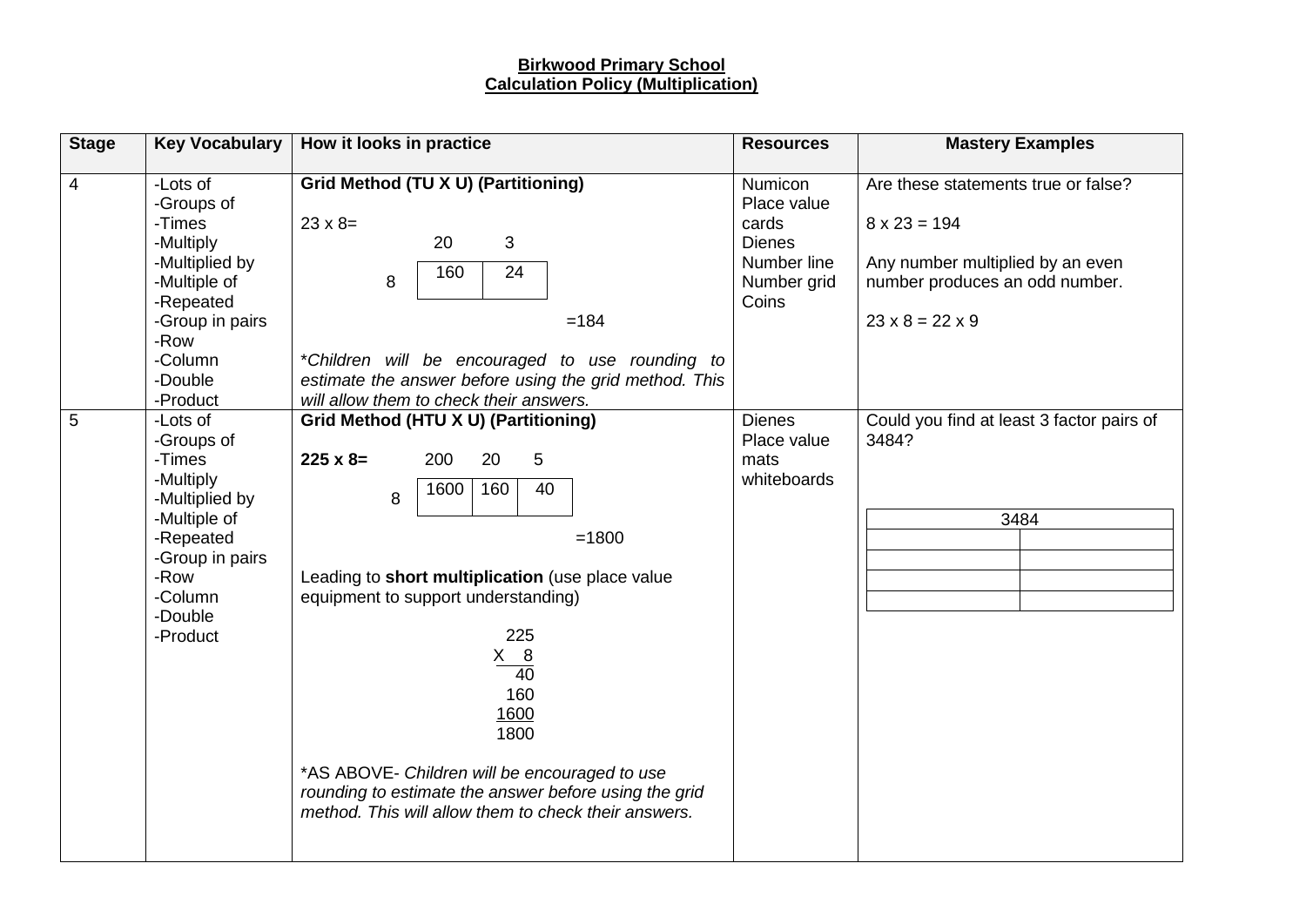**Birkwood Primary School**
**Calculation Policy (Multiplication)**

| Stage | Key Vocabulary | How it looks in practice | Resources | Mastery Examples |
|---|---|---|---|---|
| 4 | -Lots of<br>-Groups of<br>-Times<br>-Multiply<br>-Multiplied by<br>-Multiple of<br>-Repeated<br>-Group in pairs<br>-Row<br>-Column<br>-Double<br>-Product | **Grid Method (TU X U) (Partitioning)**<br><br>23 x 8=<br><br>\| \| 20 \| 3 \|<br>\| 8 \| 160 \| 24 \|<br><br>=184<br><br>*\*Children will be encouraged to use rounding to estimate the answer before using the grid method. This will allow them to check their answers.* | Numicon<br>Place value cards<br>Dienes<br>Number line<br>Number grid<br>Coins | Are these statements true or false?<br><br>8 x 23 = 194<br><br>Any number multiplied by an even number produces an odd number.<br><br>23 x 8 = 22 x 9 |
| 5 | -Lots of<br>-Groups of<br>-Times<br>-Multiply<br>-Multiplied by<br>-Multiple of<br>-Repeated<br>-Group in pairs<br>-Row<br>-Column<br>-Double<br>-Product | **Grid Method (HTU X U) (Partitioning)**<br><br>**225 x 8=**<br><br>\| \| 200 \| 20 \| 5 \|<br>\| 8 \| 1600 \| 160 \| 40 \|<br><br>=1800<br><br>Leading to **short multiplication** (use place value equipment to support understanding)<br><br>225<br>X 8<br>40<br>160<br>1600<br>1800<br><br>\*AS ABOVE- *Children will be encouraged to use rounding to estimate the answer before using the grid method. This will allow them to check their answers.* | Dienes<br>Place value mats<br>whiteboards | Could you find at least 3 factor pairs of 3484?<br><br>\| 3484 \| \|<br>\| \| \|<br>\| \| \|<br>\| \| \|<br>\| \| \| |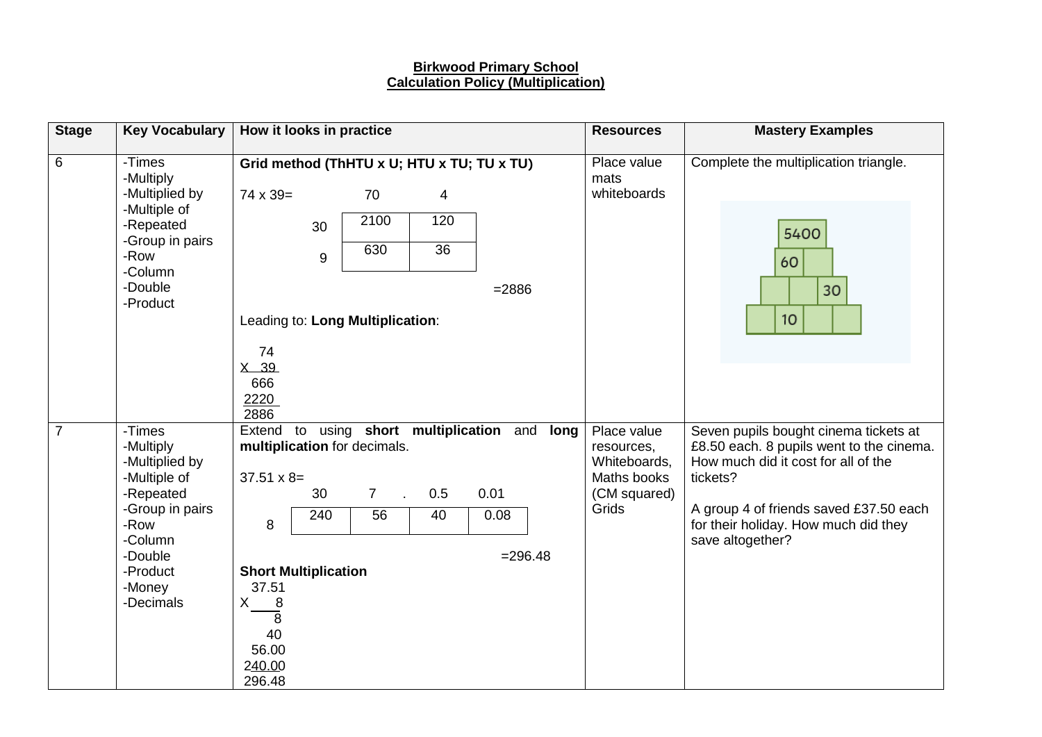**Birkwood Primary School**
**Calculation Policy (Multiplication)**

| Stage | Key Vocabulary | How it looks in practice | Resources | Mastery Examples |
|---|---|---|---|---|
| 6 | -Times<br>-Multiply<br>-Multiplied by<br>-Multiple of<br>-Repeated<br>-Group in pairs<br>-Row<br>-Column<br>-Double<br>-Product | **Grid method (ThHTU x U; HTU x TU; TU x TU)**<br><br>74 x 39=<br><br>&#124; &#124; 70 &#124; 4 &#124;<br>&#124; 30 &#124; 2100 &#124; 120 &#124;<br>&#124; 9 &#124; 630 &#124; 36 &#124;<br><br>=2886<br><br>Leading to: **Long Multiplication**:<br><br>74<br>X 39<br>666<br>2220<br>2886 | Place value mats<br>whiteboards | Complete the multiplication triangle.<br><br>5400<br>60 [ ]<br>[ ] [ ] 30<br>[ ] 10 [ ] [ ] |
| 7 | -Times<br>-Multiply<br>-Multiplied by<br>-Multiple of<br>-Repeated<br>-Group in pairs<br>-Row<br>-Column<br>-Double<br>-Product<br>-Money<br>-Decimals | Extend to using **short multiplication** and **long multiplication** for decimals.<br><br>37.51 x 8=<br><br>&#124; &#124; 30 &#124; 7 &#124; . &#124; 0.5 &#124; 0.01 &#124;<br>&#124; 8 &#124; 240 &#124; 56 &#124; &#124; 40 &#124; 0.08 &#124;<br><br>=296.48<br><br>**Short Multiplication**<br>37.51<br>X 8<br>8<br>40<br>56.00<br>240.00<br>296.48 | Place value resources,<br>Whiteboards,<br>Maths books (CM squared)<br>Grids | Seven pupils bought cinema tickets at £8.50 each. 8 pupils went to the cinema. How much did it cost for all of the tickets?<br><br>A group 4 of friends saved £37.50 each for their holiday. How much did they save altogether? |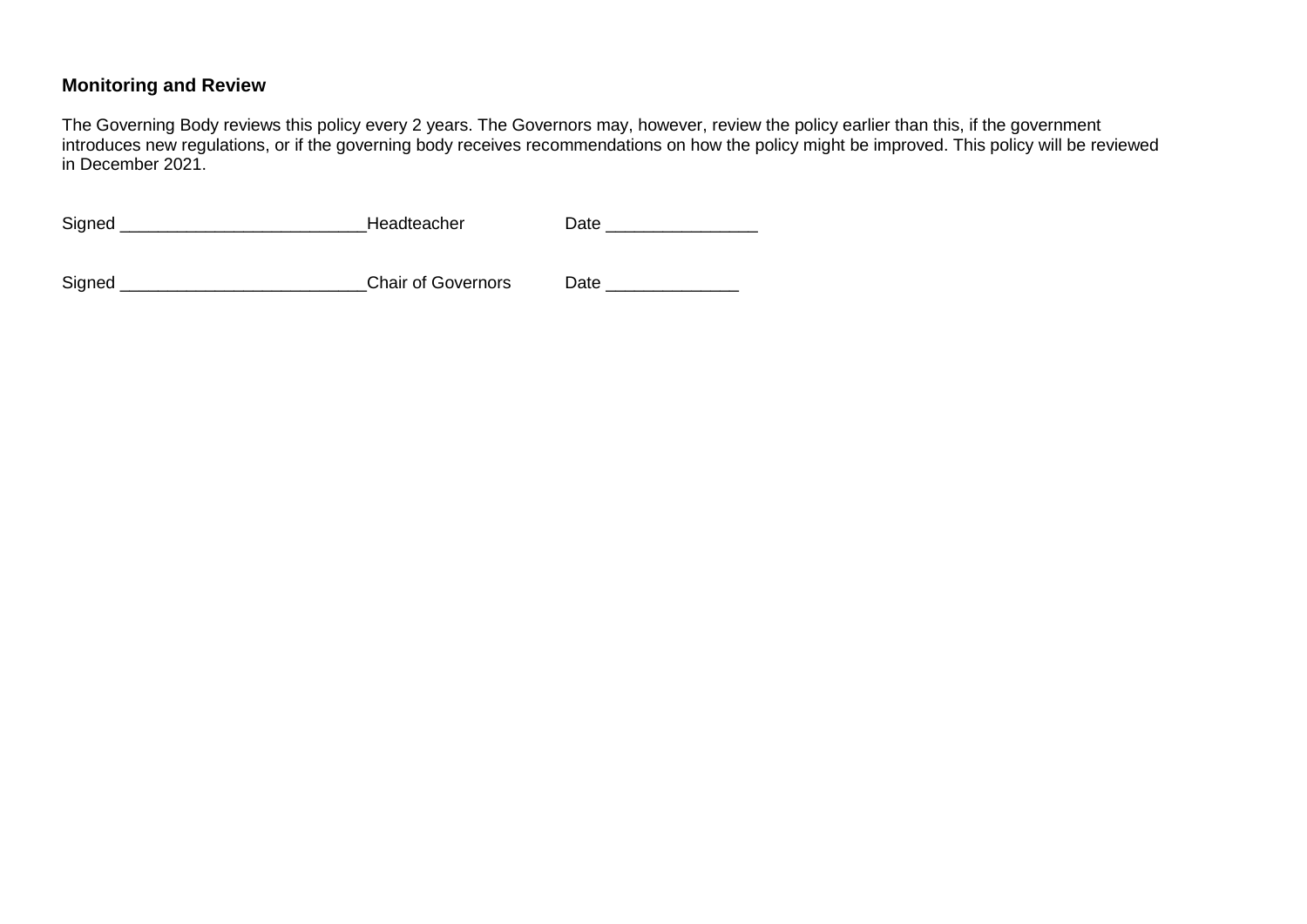### Monitoring and Review

The Governing Body reviews this policy every 2 years. The Governors may, however, review the policy earlier than this, if the government introduces new regulations, or if the governing body receives recommendations on how the policy might be improved. This policy will be reviewed in December 2021.

Signed _________________________Headteacher Date ________________

Signed _________________________Chair of Governors Date ______________